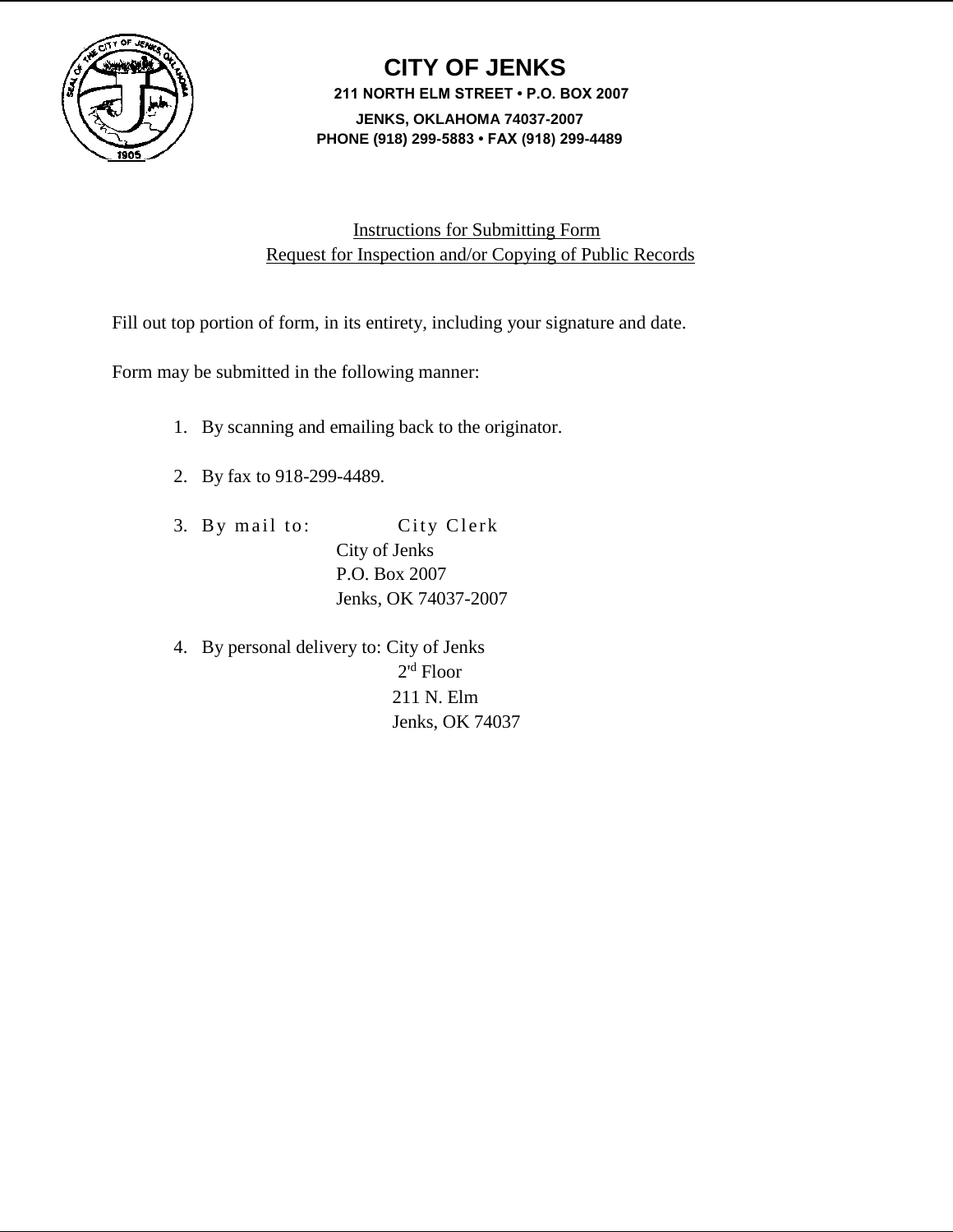# CITY OF JENKS

**211 NORTH ELM STREET • P.O. BOX 2007**
**JENKS, OKLAHOMA 74037-2007**
**PHONE (918) 299-5883 • FAX (918) 299-4489**

## Instructions for Submitting Form
## Request for Inspection and/or Copying of Public Records

Fill out top portion of form, in its entirety, including your signature and date.

Form may be submitted in the following manner:

1. By scanning and emailing back to the originator.

2. By fax to 918-299-4489.

3. By mail to:
   City Clerk
   City of Jenks
   P.O. Box 2007
   Jenks, OK 74037-2007

4. By personal delivery to:
   City of Jenks
   2rd Floor
   211 N. Elm
   Jenks, OK 74037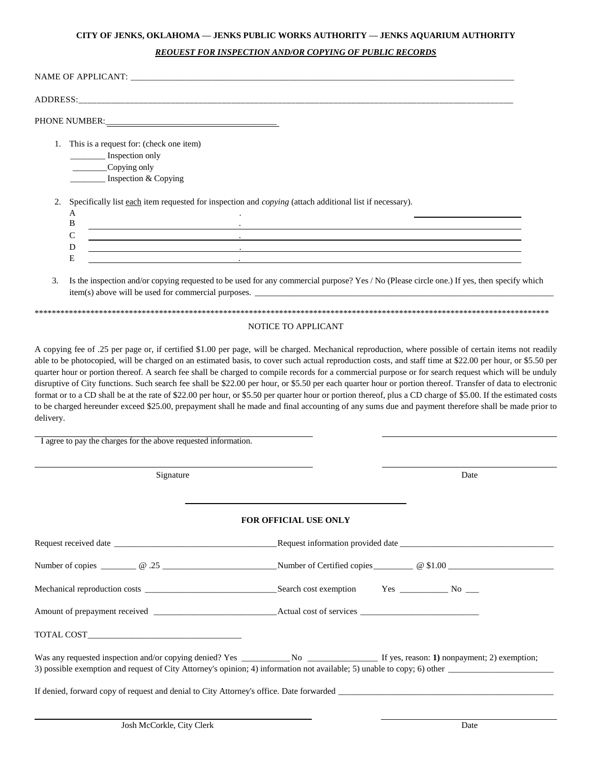**CITY OF JENKS, OKLAHOMA — JENKS PUBLIC WORKS AUTHORITY — JENKS AQUARIUM AUTHORITY**

***REOUEST FOR INSPECTION AND/OR COPYING OF PUBLIC RECORDS***

NAME OF APPLICANT: ______________________________________________________________________________

ADDRESS:______________________________________________________________________________________

PHONE NUMBER:_______________________________

1. This is a request for: (check one item)
   ________ Inspection only
   ________Copying only
   ________ Inspection & Copying

2. Specifically list each item requested for inspection and *copying* (attach additional list if necessary).
   A ______________________________ . ______________________________
   B ______________________________ . ______________________________
   C ______________________________ . ______________________________
   D ______________________________ . ______________________________
   E ______________________________ . ______________________________

3. Is the inspection and/or copying requested to be used for any commercial purpose? Yes / No (Please circle one.) If yes, then specify which item(s) above will be used for commercial purposes. ____________________________________________

******************************************************************************************************************************

NOTICE TO APPLICANT

A copying fee of .25 per page or, if certified $1.00 per page, will be charged. Mechanical reproduction, where possible of certain items not readily able to be photocopied, will be charged on an estimated basis, to cover such actual reproduction costs, and staff time at $22.00 per hour, or $5.50 per quarter hour or portion thereof. A search fee shall be charged to compile records for a commercial purpose or for search request which will be unduly disruptive of City functions. Such search fee shall be $22.00 per hour, or $5.50 per each quarter hour or portion thereof. Transfer of data to electronic format or to a CD shall be at the rate of $22.00 per hour, or $5.50 per quarter hour or portion thereof, plus a CD charge of $5.00. If the estimated costs to be charged hereunder exceed $25.00, prepayment shall he made and final accounting of any sums due and payment therefore shall be made prior to delivery.

I agree to pay the charges for the above requested information.

______________________________ ______________________________
Signature Date

**FOR OFFICIAL USE ONLY**

Request received date ______________________________ Request information provided date ______________________________

Number of copies ________ @ .25 ______________________ Number of Certified copies_________ @ $1.00 ______________________

Mechanical reproduction costs ______________________ Search cost exemption Yes ___________ No ___

Amount of prepayment received ______________________ Actual cost of services ______________________

TOTAL COST__________________________________

Was any requested inspection and/or copying denied? Yes ___________ No ________________ If yes, reason: **1)** nonpayment; 2) exemption; 3) possible exemption and request of City Attorney's opinion; 4) information not available; 5) unable to copy; 6) other ________________________

If denied, forward copy of request and denial to City Attorney's office. Date forwarded ______________________________

______________________________ ______________________________
Josh McCorkle, City Clerk Date